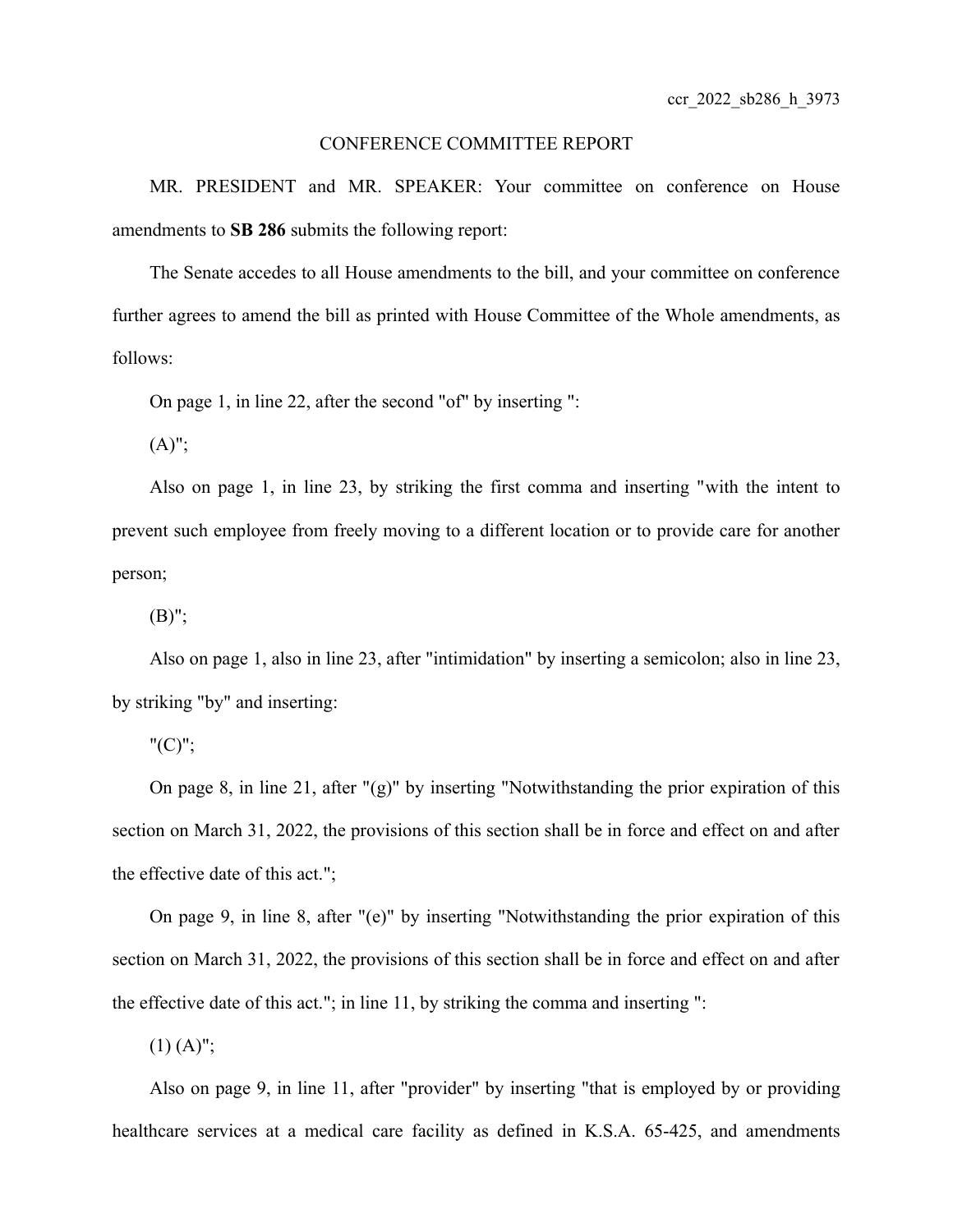ccr_2022_sb286_h_3973

CONFERENCE COMMITTEE REPORT

MR. PRESIDENT and MR. SPEAKER: Your committee on conference on House amendments to **SB 286** submits the following report:

The Senate accedes to all House amendments to the bill, and your committee on conference further agrees to amend the bill as printed with House Committee of the Whole amendments, as follows:

On page 1, in line 22, after the second "of" by inserting ":

(A)";

Also on page 1, in line 23, by striking the first comma and inserting "with the intent to prevent such employee from freely moving to a different location or to provide care for another person;

(B)";

Also on page 1, also in line 23, after "intimidation" by inserting a semicolon; also in line 23, by striking "by" and inserting:

"(C)";

On page 8, in line 21, after "(g)" by inserting "Notwithstanding the prior expiration of this section on March 31, 2022, the provisions of this section shall be in force and effect on and after the effective date of this act.";

On page 9, in line 8, after "(e)" by inserting "Notwithstanding the prior expiration of this section on March 31, 2022, the provisions of this section shall be in force and effect on and after the effective date of this act."; in line 11, by striking the comma and inserting ":

(1) (A)";

Also on page 9, in line 11, after "provider" by inserting "that is employed by or providing healthcare services at a medical care facility as defined in K.S.A. 65-425, and amendments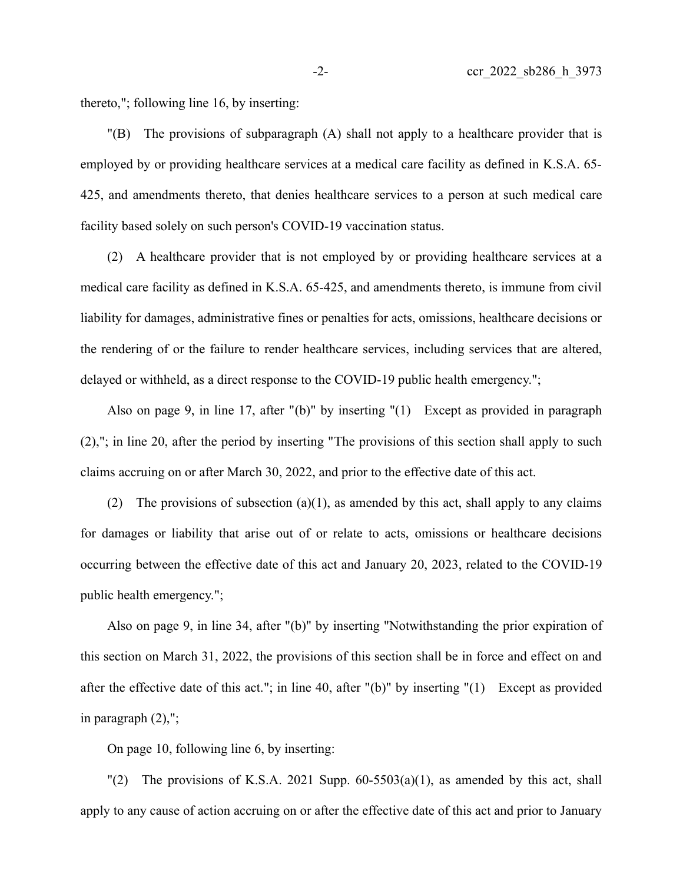thereto,"; following line 16, by inserting:

"(B) The provisions of subparagraph (A) shall not apply to a healthcare provider that is employed by or providing healthcare services at a medical care facility as defined in K.S.A. 65-425, and amendments thereto, that denies healthcare services to a person at such medical care facility based solely on such person's COVID-19 vaccination status.

(2) A healthcare provider that is not employed by or providing healthcare services at a medical care facility as defined in K.S.A. 65-425, and amendments thereto, is immune from civil liability for damages, administrative fines or penalties for acts, omissions, healthcare decisions or the rendering of or the failure to render healthcare services, including services that are altered, delayed or withheld, as a direct response to the COVID-19 public health emergency.";

Also on page 9, in line 17, after "(b)" by inserting "(1) Except as provided in paragraph (2),"; in line 20, after the period by inserting "The provisions of this section shall apply to such claims accruing on or after March 30, 2022, and prior to the effective date of this act.

(2) The provisions of subsection (a)(1), as amended by this act, shall apply to any claims for damages or liability that arise out of or relate to acts, omissions or healthcare decisions occurring between the effective date of this act and January 20, 2023, related to the COVID-19 public health emergency.";

Also on page 9, in line 34, after "(b)" by inserting "Notwithstanding the prior expiration of this section on March 31, 2022, the provisions of this section shall be in force and effect on and after the effective date of this act."; in line 40, after "(b)" by inserting "(1) Except as provided in paragraph (2),";

On page 10, following line 6, by inserting:

"(2) The provisions of K.S.A. 2021 Supp. 60-5503(a)(1), as amended by this act, shall apply to any cause of action accruing on or after the effective date of this act and prior to January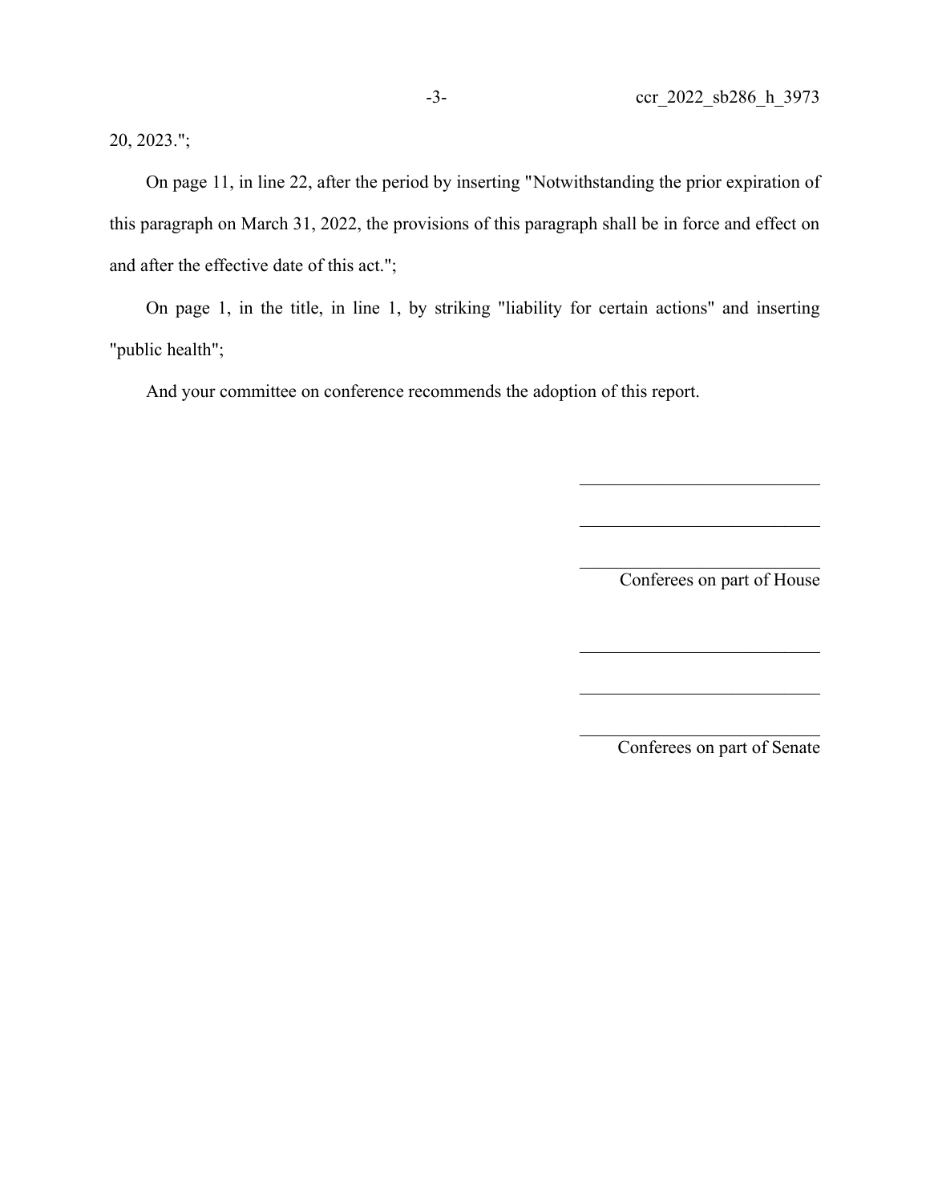20, 2023.";

On page 11, in line 22, after the period by inserting "Notwithstanding the prior expiration of this paragraph on March 31, 2022, the provisions of this paragraph shall be in force and effect on and after the effective date of this act.";

On page 1, in the title, in line 1, by striking "liability for certain actions" and inserting "public health";

And your committee on conference recommends the adoption of this report.

\_\_\_\_\_\_\_\_\_\_\_\_\_\_\_\_\_\_\_\_\_\_\_\_\_\_\_\_

\_\_\_\_\_\_\_\_\_\_\_\_\_\_\_\_\_\_\_\_\_\_\_\_\_\_\_\_

\_\_\_\_\_\_\_\_\_\_\_\_\_\_\_\_\_\_\_\_\_\_\_\_\_\_\_\_

Conferees on part of House

\_\_\_\_\_\_\_\_\_\_\_\_\_\_\_\_\_\_\_\_\_\_\_\_\_\_\_\_

\_\_\_\_\_\_\_\_\_\_\_\_\_\_\_\_\_\_\_\_\_\_\_\_\_\_\_\_

\_\_\_\_\_\_\_\_\_\_\_\_\_\_\_\_\_\_\_\_\_\_\_\_\_\_\_\_

Conferees on part of Senate